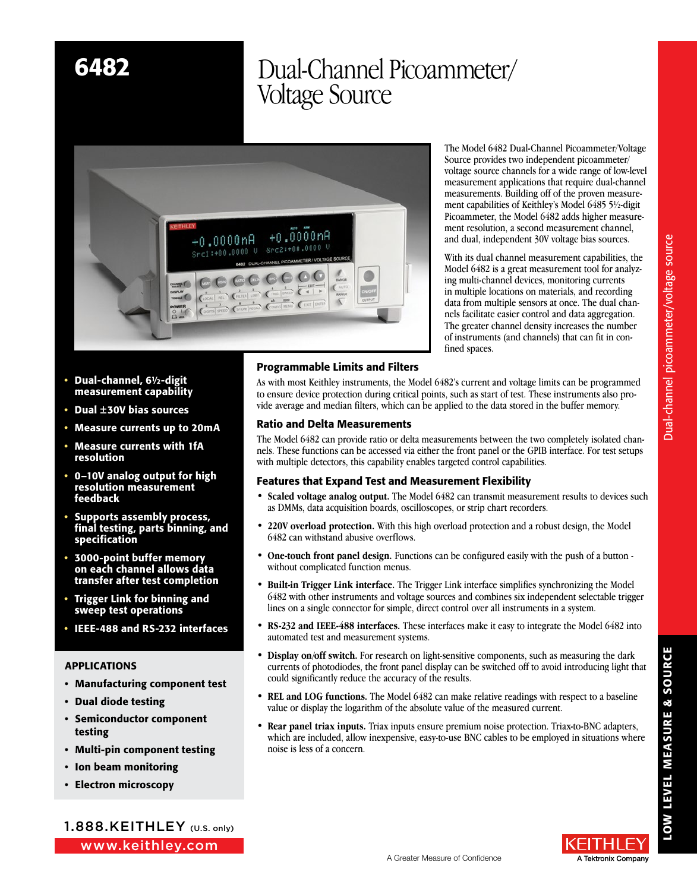# 6482

# Dual-Channel Picoammeter/ Voltage Source

The Model 6482 Dual-Channel Picoammeter/Voltage Source provides two independent picoammeter/voltage source channels for a wide range of low-level measurement applications that require dual-channel measurements. Building off of the proven measurement capabilities of Keithley's Model 6485 5½-digit Picoammeter, the Model 6482 adds higher measurement resolution, a second measurement channel, and dual, independent 30V voltage bias sources.

With its dual channel measurement capabilities, the Model 6482 is a great measurement tool for analyzing multi-channel devices, monitoring currents in multiple locations on materials, and recording data from multiple sensors at once. The dual channels facilitate easier control and data aggregation. The greater channel density increases the number of instruments (and channels) that can fit in confined spaces.

- **Dual-channel, 6½-digit measurement capability**
- **Dual ±30V bias sources**
- **Measure currents up to 20mA**
- **Measure currents with 1fA resolution**
- **0–10V analog output for high resolution measurement feedback**
- **Supports assembly process, final testing, parts binning, and specification**
- **3000-point buffer memory on each channel allows data transfer after test completion**
- **Trigger Link for binning and sweep test operations**
- **IEEE-488 and RS-232 interfaces**

## APPLICATIONS

- **Manufacturing component test**
- **Dual diode testing**
- **Semiconductor component testing**
- **Multi-pin component testing**
- **Ion beam monitoring**
- **Electron microscopy**

### Programmable Limits and Filters

As with most Keithley instruments, the Model 6482's current and voltage limits can be programmed to ensure device protection during critical points, such as start of test. These instruments also provide average and median filters, which can be applied to the data stored in the buffer memory.

### Ratio and Delta Measurements

The Model 6482 can provide ratio or delta measurements between the two completely isolated channels. These functions can be accessed via either the front panel or the GPIB interface. For test setups with multiple detectors, this capability enables targeted control capabilities.

### Features that Expand Test and Measurement Flexibility

- **Scaled voltage analog output.** The Model 6482 can transmit measurement results to devices such as DMMs, data acquisition boards, oscilloscopes, or strip chart recorders.
- **220V overload protection.** With this high overload protection and a robust design, the Model 6482 can withstand abusive overflows.
- **One-touch front panel design.** Functions can be configured easily with the push of a button - without complicated function menus.
- **Built-in Trigger Link interface.** The Trigger Link interface simplifies synchronizing the Model 6482 with other instruments and voltage sources and combines six independent selectable trigger lines on a single connector for simple, direct control over all instruments in a system.
- **RS-232 and IEEE-488 interfaces.** These interfaces make it easy to integrate the Model 6482 into automated test and measurement systems.
- **Display on/off switch.** For research on light-sensitive components, such as measuring the dark currents of photodiodes, the front panel display can be switched off to avoid introducing light that could significantly reduce the accuracy of the results.
- **REL and LOG functions.** The Model 6482 can make relative readings with respect to a baseline value or display the logarithm of the absolute value of the measured current.
- **Rear panel triax inputs.** Triax inputs ensure premium noise protection. Triax-to-BNC adapters, which are included, allow inexpensive, easy-to-use BNC cables to be employed in situations where noise is less of a concern.

1.888.KEITHLEY (U.S. only)
www.keithley.com

A Greater Measure of Confidence

KEITHLEY
A Tektronix Company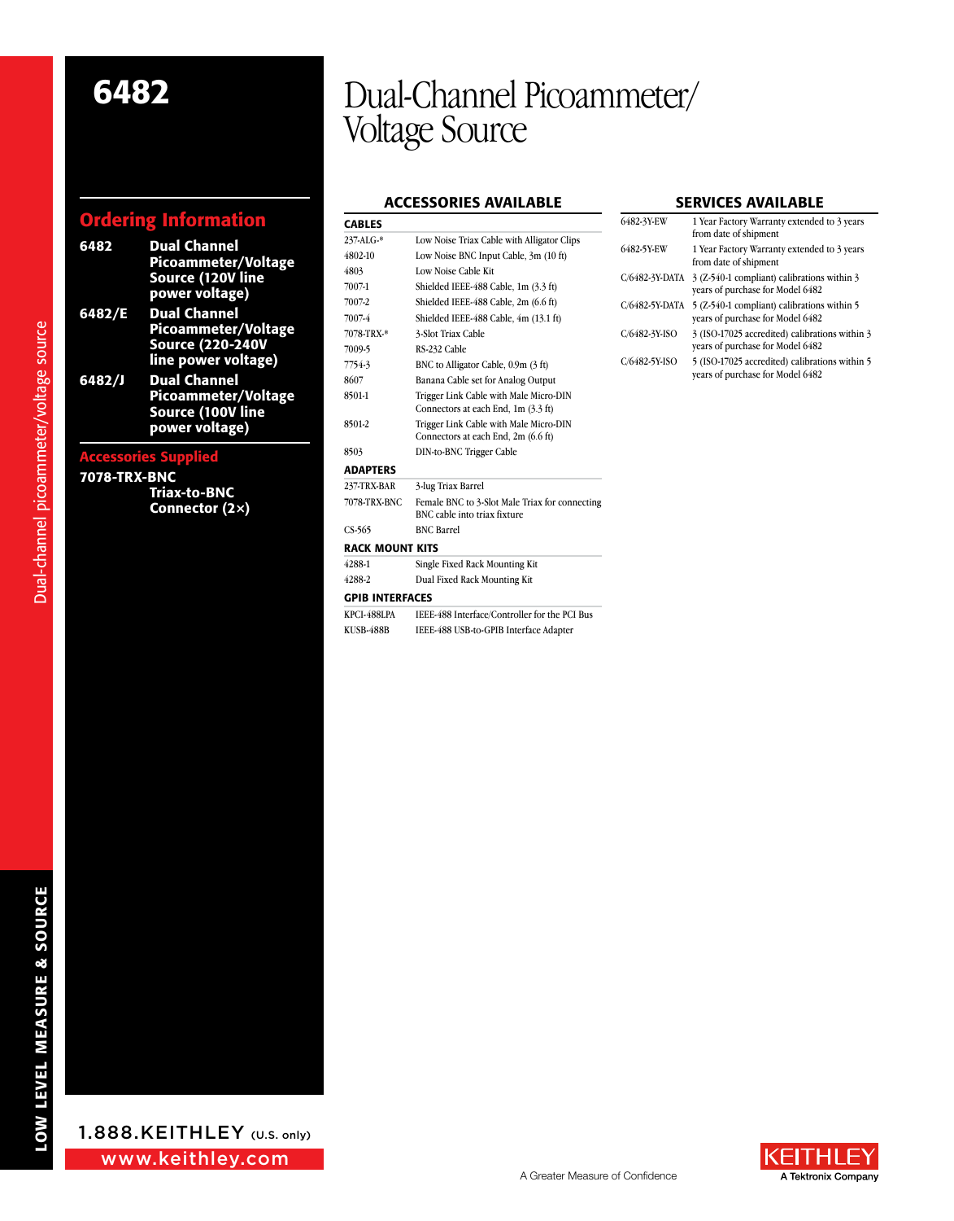# 6482

# Dual-Channel Picoammeter/ Voltage Source

## Ordering Information

| | |
|---|---|
| **6482** | **Dual Channel Picoammeter/Voltage Source (120V line power voltage)** |
| **6482/E** | **Dual Channel Picoammeter/Voltage Source (220-240V line power voltage)** |
| **6482/J** | **Dual Channel Picoammeter/Voltage Source (100V line power voltage)** |

## Accessories Supplied

**7078-TRX-BNC** **Triax-to-BNC Connector (2×)**

## ACCESSORIES AVAILABLE

### CABLES

| | |
|---|---|
| 237-ALG-* | Low Noise Triax Cable with Alligator Clips |
| 4802-10 | Low Noise BNC Input Cable, 3m (10 ft) |
| 4803 | Low Noise Cable Kit |
| 7007-1 | Shielded IEEE-488 Cable, 1m (3.3 ft) |
| 7007-2 | Shielded IEEE-488 Cable, 2m (6.6 ft) |
| 7007-4 | Shielded IEEE-488 Cable, 4m (13.1 ft) |
| 7078-TRX-* | 3-Slot Triax Cable |
| 7009-5 | RS-232 Cable |
| 7754-3 | BNC to Alligator Cable, 0.9m (3 ft) |
| 8607 | Banana Cable set for Analog Output |
| 8501-1 | Trigger Link Cable with Male Micro-DIN Connectors at each End, 1m (3.3 ft) |
| 8501-2 | Trigger Link Cable with Male Micro-DIN Connectors at each End, 2m (6.6 ft) |
| 8503 | DIN-to-BNC Trigger Cable |

### ADAPTERS

| | |
|---|---|
| 237-TRX-BAR | 3-lug Triax Barrel |
| 7078-TRX-BNC | Female BNC to 3-Slot Male Triax for connecting BNC cable into triax fixture |
| CS-565 | BNC Barrel |

### RACK MOUNT KITS

| | |
|---|---|
| 4288-1 | Single Fixed Rack Mounting Kit |
| 4288-2 | Dual Fixed Rack Mounting Kit |

### GPIB INTERFACES

| | |
|---|---|
| KPCI-488LPA | IEEE-488 Interface/Controller for the PCI Bus |
| KUSB-488B | IEEE-488 USB-to-GPIB Interface Adapter |

## SERVICES AVAILABLE

| | |
|---|---|
| 6482-3Y-EW | 1 Year Factory Warranty extended to 3 years from date of shipment |
| 6482-5Y-EW | 1 Year Factory Warranty extended to 3 years from date of shipment |
| C/6482-3Y-DATA | 3 (Z-540-1 compliant) calibrations within 3 years of purchase for Model 6482 |
| C/6482-5Y-DATA | 5 (Z-540-1 compliant) calibrations within 5 years of purchase for Model 6482 |
| C/6482-3Y-ISO | 3 (ISO-17025 accredited) calibrations within 3 years of purchase for Model 6482 |
| C/6482-5Y-ISO | 5 (ISO-17025 accredited) calibrations within 5 years of purchase for Model 6482 |

1.888.KEITHLEY (U.S. only)

www.keithley.com

A Greater Measure of Confidence

KEITHLEY A Tektronix Company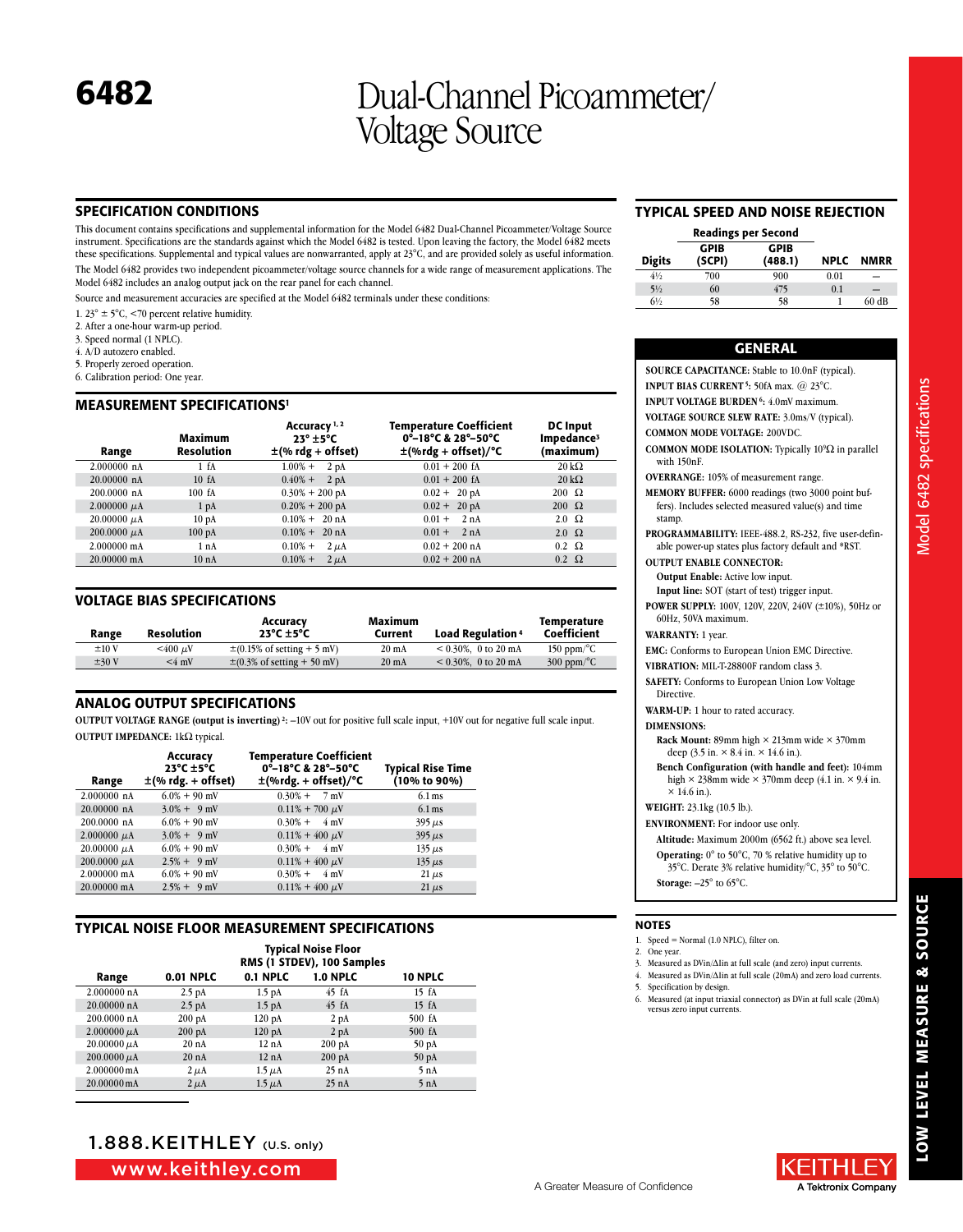# 6482

# Dual-Channel Picoammeter/ Voltage Source

## SPECIFICATION CONDITIONS

This document contains specifications and supplemental information for the Model 6482 Dual-Channel Picoammeter/Voltage Source instrument. Specifications are the standards against which the Model 6482 is tested. Upon leaving the factory, the Model 6482 meets these specifications. Supplemental and typical values are nonwarranted, apply at 23°C, and are provided solely as useful information.

The Model 6482 provides two independent picoammeter/voltage source channels for a wide range of measurement applications. The Model 6482 includes an analog output jack on the rear panel for each channel.

Source and measurement accuracies are specified at the Model 6482 terminals under these conditions:

1. 23° ± 5°C, <70 percent relative humidity.
2. After a one-hour warm-up period.
3. Speed normal (1 NPLC).
4. A/D autozero enabled.
5. Properly zeroed operation.
6. Calibration period: One year.

## MEASUREMENT SPECIFICATIONS[1]

| Range | Maximum Resolution | Accuracy [1,2] 23° ±5°C ±(% rdg + offset) | Temperature Coefficient 0°–18°C & 28°–50°C ±(%rdg + offset)/°C | DC Input Impedance[3] (maximum) |
|---|---|---|---|---|
| 2.000000 nA | 1 fA | 1.00% + 2 pA | 0.01 + 200 fA | 20 kΩ |
| 20.00000 nA | 10 fA | 0.40% + 2 pA | 0.01 + 200 fA | 20 kΩ |
| 200.0000 nA | 100 fA | 0.30% + 200 pA | 0.02 + 20 pA | 200 Ω |
| 2.000000 µA | 1 pA | 0.20% + 200 pA | 0.02 + 20 pA | 200 Ω |
| 20.00000 µA | 10 pA | 0.10% + 20 nA | 0.01 + 2 nA | 2.0 Ω |
| 200.0000 µA | 100 pA | 0.10% + 20 nA | 0.01 + 2 nA | 2.0 Ω |
| 2.000000 mA | 1 nA | 0.10% + 2 µA | 0.02 + 200 nA | 0.2 Ω |
| 20.00000 mA | 10 nA | 0.10% + 2 µA | 0.02 + 200 nA | 0.2 Ω |

## VOLTAGE BIAS SPECIFICATIONS

| Range | Resolution | Accuracy 23°C ±5°C | Maximum Current | Load Regulation[4] | Temperature Coefficient |
|---|---|---|---|---|---|
| ±10 V | <400 µV | ±(0.15% of setting + 5 mV) | 20 mA | < 0.30%, 0 to 20 mA | 150 ppm/°C |
| ±30 V | <4 mV | ±(0.3% of setting + 50 mV) | 20 mA | < 0.30%, 0 to 20 mA | 300 ppm/°C |

## ANALOG OUTPUT SPECIFICATIONS

**OUTPUT VOLTAGE RANGE (output is inverting)[2]:** –10V out for positive full scale input, +10V out for negative full scale input.

**OUTPUT IMPEDANCE:** 1kΩ typical.

| Range | Accuracy 23°C ±5°C ±(% rdg. + offset) | Temperature Coefficient 0°–18°C & 28°–50°C ±(%rdg. + offset)/°C | Typical Rise Time (10% to 90%) |
|---|---|---|---|
| 2.000000 nA | 6.0% + 90 mV | 0.30% + 7 mV | 6.1 ms |
| 20.00000 nA | 3.0% + 9 mV | 0.11% + 700 µV | 6.1 ms |
| 200.0000 nA | 6.0% + 90 mV | 0.30% + 4 mV | 395 µs |
| 2.000000 µA | 3.0% + 9 mV | 0.11% + 400 µV | 395 µs |
| 20.00000 µA | 6.0% + 90 mV | 0.30% + 4 mV | 135 µs |
| 200.0000 µA | 2.5% + 9 mV | 0.11% + 400 µV | 135 µs |
| 2.000000 mA | 6.0% + 90 mV | 0.30% + 4 mV | 21 µs |
| 20.00000 mA | 2.5% + 9 mV | 0.11% + 400 µV | 21 µs |

## TYPICAL NOISE FLOOR MEASUREMENT SPECIFICATIONS

| | Typical Noise Floor RMS (1 STDEV), 100 Samples | | | |
|---|---|---|---|---|
| Range | 0.01 NPLC | 0.1 NPLC | 1.0 NPLC | 10 NPLC |
| 2.000000 nA | 2.5 pA | 1.5 pA | 45 fA | 15 fA |
| 20.00000 nA | 2.5 pA | 1.5 pA | 45 fA | 15 fA |
| 200.0000 nA | 200 pA | 120 pA | 2 pA | 500 fA |
| 2.000000 µA | 200 pA | 120 pA | 2 pA | 500 fA |
| 20.00000 µA | 20 nA | 12 nA | 200 pA | 50 pA |
| 200.0000 µA | 20 nA | 12 nA | 200 pA | 50 pA |
| 2.000000 mA | 2 µA | 1.5 µA | 25 nA | 5 nA |
| 20.00000 mA | 2 µA | 1.5 µA | 25 nA | 5 nA |

## TYPICAL SPEED AND NOISE REJECTION

| | Readings per Second | | | |
|---|---|---|---|---|
| Digits | GPIB (SCPI) | GPIB (488.1) | NPLC | NMRR |
| 4½ | 700 | 900 | 0.01 | — |
| 5½ | 60 | 475 | 0.1 | — |
| 6½ | 58 | 58 | 1 | 60 dB |

## GENERAL

**SOURCE CAPACITANCE:** Stable to 10.0nF (typical).

**INPUT BIAS CURRENT[5]:** 50fA max. @ 23°C.

**INPUT VOLTAGE BURDEN[6]:** 4.0mV maximum.

**VOLTAGE SOURCE SLEW RATE:** 3.0ms/V (typical).

**COMMON MODE VOLTAGE:** 200VDC.

**COMMON MODE ISOLATION:** Typically $10^9$Ω in parallel with 150nF.

**OVERRANGE:** 105% of measurement range.

**MEMORY BUFFER:** 6000 readings (two 3000 point buffers). Includes selected measured value(s) and time stamp.

**PROGRAMMABILITY:** IEEE-488.2, RS-232, five user-definable power-up states plus factory default and *RST.

**OUTPUT ENABLE CONNECTOR:**

**Output Enable:** Active low input.

**Input line:** SOT (start of test) trigger input.

**POWER SUPPLY:** 100V, 120V, 220V, 240V (±10%), 50Hz or 60Hz, 50VA maximum.

**WARRANTY:** 1 year.

**EMC:** Conforms to European Union EMC Directive.

**VIBRATION:** MIL-T-28800F random class 3.

**SAFETY:** Conforms to European Union Low Voltage Directive.

**WARM-UP:** 1 hour to rated accuracy.

**DIMENSIONS:**

**Rack Mount:** 89mm high × 213mm wide × 370mm deep (3.5 in. × 8.4 in. × 14.6 in.).

**Bench Configuration (with handle and feet):** 104mm high × 238mm wide × 370mm deep (4.1 in. × 9.4 in. × 14.6 in.).

**WEIGHT:** 23.1kg (10.5 lb.).

**ENVIRONMENT:** For indoor use only.

**Altitude:** Maximum 2000m (6562 ft.) above sea level.

**Operating:** 0° to 50°C, 70 % relative humidity up to 35°C. Derate 3% relative humidity/°C, 35° to 50°C.

**Storage:** –25° to 65°C.

## NOTES

1. Speed = Normal (1.0 NPLC), filter on.
2. One year.
3. Measured as DVin/ΔIin at full scale (and zero) input currents.
4. Measured as DVin/ΔIin at full scale (20mA) and zero load currents.
5. Specification by design.
6. Measured (at input triaxial connector) as DVin at full scale (20mA) versus zero input currents.